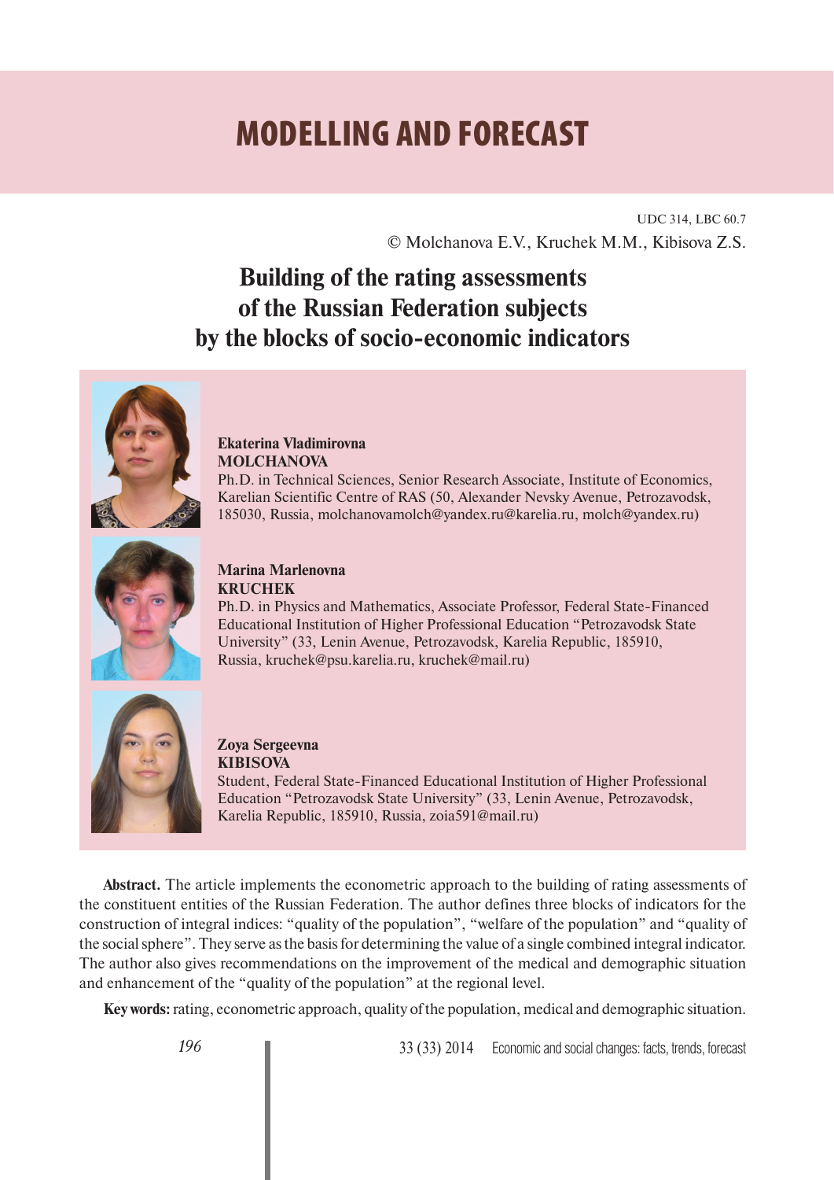# MODELLING AND FORECAST

UDC 314, LBC 60.7

© Molchanova E.V., Kruchek M.M., Kibisova Z.S.

## Building of the rating assessments of the Russian Federation subjects by the blocks of socio-economic indicators

**Ekaterina Vladimirovna MOLCHANOVA**

Ph.D. in Technical Sciences, Senior Research Associate, Institute of Economics, Karelian Scientific Centre of RAS (50, Alexander Nevsky Avenue, Petrozavodsk, 185030, Russia, molchanovamolch@yandex.ru@karelia.ru, molch@yandex.ru)

**Marina Marlenovna KRUCHEK**

Ph.D. in Physics and Mathematics, Associate Professor, Federal State-Financed Educational Institution of Higher Professional Education "Petrozavodsk State University" (33, Lenin Avenue, Petrozavodsk, Karelia Republic, 185910, Russia, kruchek@psu.karelia.ru, kruchek@mail.ru)

**Zoya Sergeevna KIBISOVA**

Student, Federal State-Financed Educational Institution of Higher Professional Education "Petrozavodsk State University" (33, Lenin Avenue, Petrozavodsk, Karelia Republic, 185910, Russia, zoia591@mail.ru)

**Abstract.** The article implements the econometric approach to the building of rating assessments of the constituent entities of the Russian Federation. The author defines three blocks of indicators for the construction of integral indices: "quality of the population", "welfare of the population" and "quality of the social sphere". They serve as the basis for determining the value of a single combined integral indicator. The author also gives recommendations on the improvement of the medical and demographic situation and enhancement of the "quality of the population" at the regional level.

**Key words:** rating, econometric approach, quality of the population, medical and demographic situation.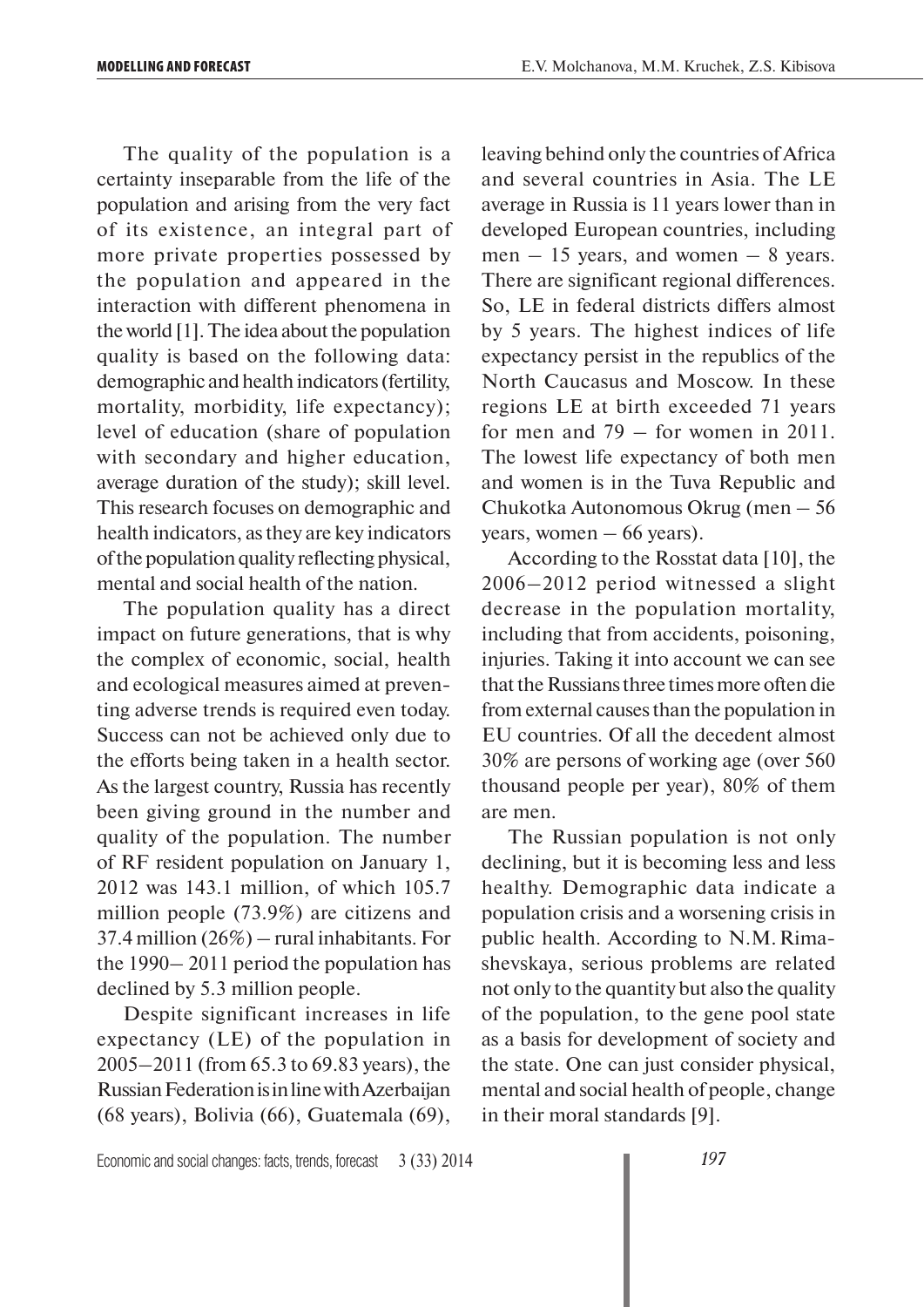The quality of the population is a certainty inseparable from the life of the population and arising from the very fact of its existence, an integral part of more private properties possessed by the population and appeared in the interaction with different phenomena in the world [1]. The idea about the population quality is based on the following data: demographic and health indicators (fertility, mortality, morbidity, life expectancy); level of education (share of population with secondary and higher education, average duration of the study); skill level. This research focuses on demographic and health indicators, as they are key indicators of the population quality reflecting physical, mental and social health of the nation.

The population quality has a direct impact on future generations, that is why the complex of economic, social, health and ecological measures aimed at preventing adverse trends is required even today. Success can not be achieved only due to the efforts being taken in a health sector. As the largest country, Russia has recently been giving ground in the number and quality of the population. The number of RF resident population on January 1, 2012 was 143.1 million, of which 105.7 million people (73.9%) are citizens and 37.4 million (26%) – rural inhabitants. For the 1990– 2011 period the population has declined by 5.3 million people.

Despite significant increases in life expectancy (LE) of the population in 2005–2011 (from 65.3 to 69.83 years), the Russian Federation is in line with Azerbaijan (68 years), Bolivia (66), Guatemala (69), leaving behind only the countries of Africa and several countries in Asia. The LE average in Russia is 11 years lower than in developed European countries, including men – 15 years, and women – 8 years. There are significant regional differences. So, LE in federal districts differs almost by 5 years. The highest indices of life expectancy persist in the republics of the North Caucasus and Moscow. In these regions LE at birth exceeded 71 years for men and 79 – for women in 2011. The lowest life expectancy of both men and women is in the Tuva Republic and Chukotka Autonomous Okrug (men – 56 years, women – 66 years).

According to the Rosstat data [10], the 2006–2012 period witnessed a slight decrease in the population mortality, including that from accidents, poisoning, injuries. Taking it into account we can see that the Russians three times more often die from external causes than the population in EU countries. Of all the decedent almost 30% are persons of working age (over 560 thousand people per year), 80% of them are men.

The Russian population is not only declining, but it is becoming less and less healthy. Demographic data indicate a population crisis and a worsening crisis in public health. According to N.M. Rimashevskaya, serious problems are related not only to the quantity but also the quality of the population, to the gene pool state as a basis for development of society and the state. One can just consider physical, mental and social health of people, change in their moral standards [9].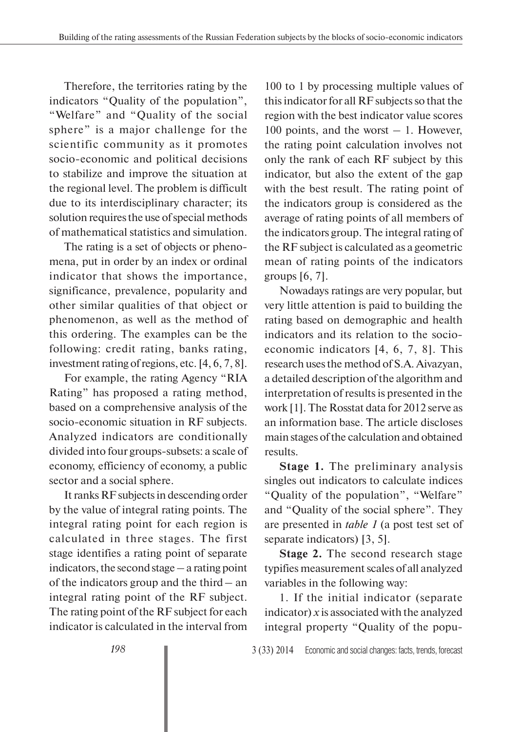Therefore, the territories rating by the indicators "Quality of the population", "Welfare" and "Quality of the social sphere" is a major challenge for the scientific community as it promotes socio-economic and political decisions to stabilize and improve the situation at the regional level. The problem is difficult due to its interdisciplinary character; its solution requires the use of special methods of mathematical statistics and simulation.

The rating is a set of objects or phenomena, put in order by an index or ordinal indicator that shows the importance, significance, prevalence, popularity and other similar qualities of that object or phenomenon, as well as the method of this ordering. The examples can be the following: credit rating, banks rating, investment rating of regions, etc. [4, 6, 7, 8].

For example, the rating Agency "RIA Rating" has proposed a rating method, based on a comprehensive analysis of the socio-economic situation in RF subjects. Analyzed indicators are conditionally divided into four groups-subsets: a scale of economy, efficiency of economy, a public sector and a social sphere.

It ranks RF subjects in descending order by the value of integral rating points. The integral rating point for each region is calculated in three stages. The first stage identifies a rating point of separate indicators, the second stage – a rating point of the indicators group and the third – an integral rating point of the RF subject. The rating point of the RF subject for each indicator is calculated in the interval from 100 to 1 by processing multiple values of this indicator for all RF subjects so that the region with the best indicator value scores 100 points, and the worst – 1. However, the rating point calculation involves not only the rank of each RF subject by this indicator, but also the extent of the gap with the best result. The rating point of the indicators group is considered as the average of rating points of all members of the indicators group. The integral rating of the RF subject is calculated as a geometric mean of rating points of the indicators groups [6, 7].

Nowadays ratings are very popular, but very little attention is paid to building the rating based on demographic and health indicators and its relation to the socio-economic indicators [4, 6, 7, 8]. This research uses the method of S.A. Aivazyan, a detailed description of the algorithm and interpretation of results is presented in the work [1]. The Rosstat data for 2012 serve as an information base. The article discloses main stages of the calculation and obtained results.

**Stage 1.** The preliminary analysis singles out indicators to calculate indices "Quality of the population", "Welfare" and "Quality of the social sphere". They are presented in *table 1* (a post test set of separate indicators) [3, 5].

**Stage 2.** The second research stage typifies measurement scales of all analyzed variables in the following way:

1. If the initial indicator (separate indicator) $x$ is associated with the analyzed integral property "Quality of the popu-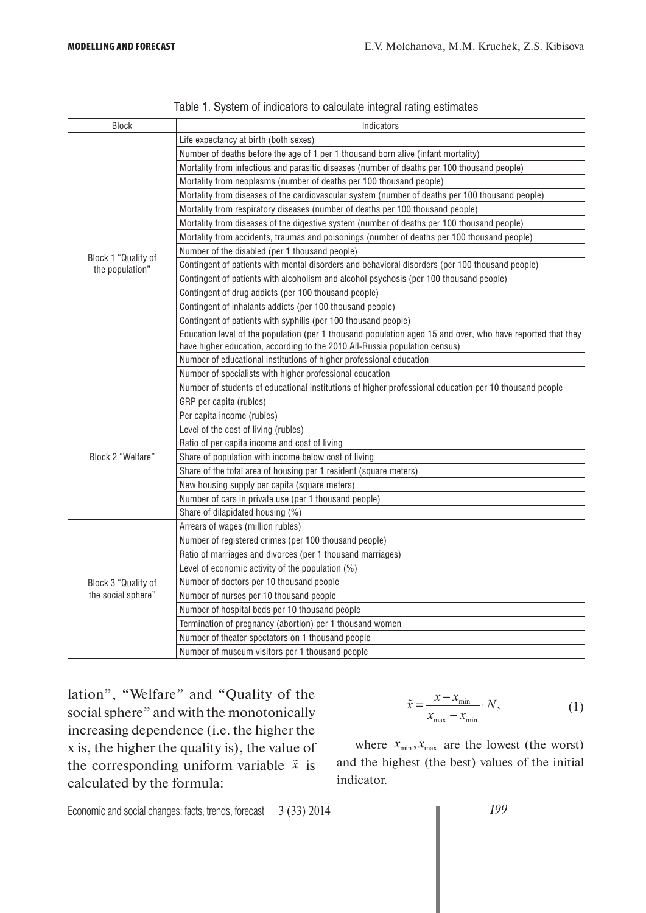Table 1. System of indicators to calculate integral rating estimates

| Block | Indicators |
|---|---|
| Block 1 "Quality of the population" | Life expectancy at birth (both sexes) |
| | Number of deaths before the age of 1 per 1 thousand born alive (infant mortality) |
| | Mortality from infectious and parasitic diseases (number of deaths per 100 thousand people) |
| | Mortality from neoplasms (number of deaths per 100 thousand people) |
| | Mortality from diseases of the cardiovascular system (number of deaths per 100 thousand people) |
| | Mortality from respiratory diseases (number of deaths per 100 thousand people) |
| | Mortality from diseases of the digestive system (number of deaths per 100 thousand people) |
| | Mortality from accidents, traumas and poisonings (number of deaths per 100 thousand people) |
| | Number of the disabled (per 1 thousand people) |
| | Contingent of patients with mental disorders and behavioral disorders (per 100 thousand people) |
| | Contingent of patients with alcoholism and alcohol psychosis (per 100 thousand people) |
| | Contingent of drug addicts (per 100 thousand people) |
| | Contingent of inhalants addicts (per 100 thousand people) |
| | Contingent of patients with syphilis (per 100 thousand people) |
| | Education level of the population (per 1 thousand population aged 15 and over, who have reported that they have higher education, according to the 2010 All-Russia population census) |
| | Number of educational institutions of higher professional education |
| | Number of specialists with higher professional education |
| | Number of students of educational institutions of higher professional education per 10 thousand people |
| Block 2 "Welfare" | GRP per capita (rubles) |
| | Per capita income (rubles) |
| | Level of the cost of living (rubles) |
| | Ratio of per capita income and cost of living |
| | Share of population with income below cost of living |
| | Share of the total area of housing per 1 resident (square meters) |
| | New housing supply per capita (square meters) |
| | Number of cars in private use (per 1 thousand people) |
| | Share of dilapidated housing (%) |
| Block 3 "Quality of the social sphere" | Arrears of wages (million rubles) |
| | Number of registered crimes (per 100 thousand people) |
| | Ratio of marriages and divorces (per 1 thousand marriages) |
| | Level of economic activity of the population (%) |
| | Number of doctors per 10 thousand people |
| | Number of nurses per 10 thousand people |
| | Number of hospital beds per 10 thousand people |
| | Termination of pregnancy (abortion) per 1 thousand women |
| | Number of theater spectators on 1 thousand people |
| | Number of museum visitors per 1 thousand people |

lation", "Welfare" and "Quality of the social sphere" and with the monotonically increasing dependence (i.e. the higher the x is, the higher the quality is), the value of the corresponding uniform variable $\tilde{x}$ is calculated by the formula:

$$\tilde{x} = \frac{x - x_{\min}}{x_{\max} - x_{\min}} \cdot N, \tag{1}$$

where $x_{\min}, x_{\max}$ are the lowest (the worst) and the highest (the best) values of the initial indicator.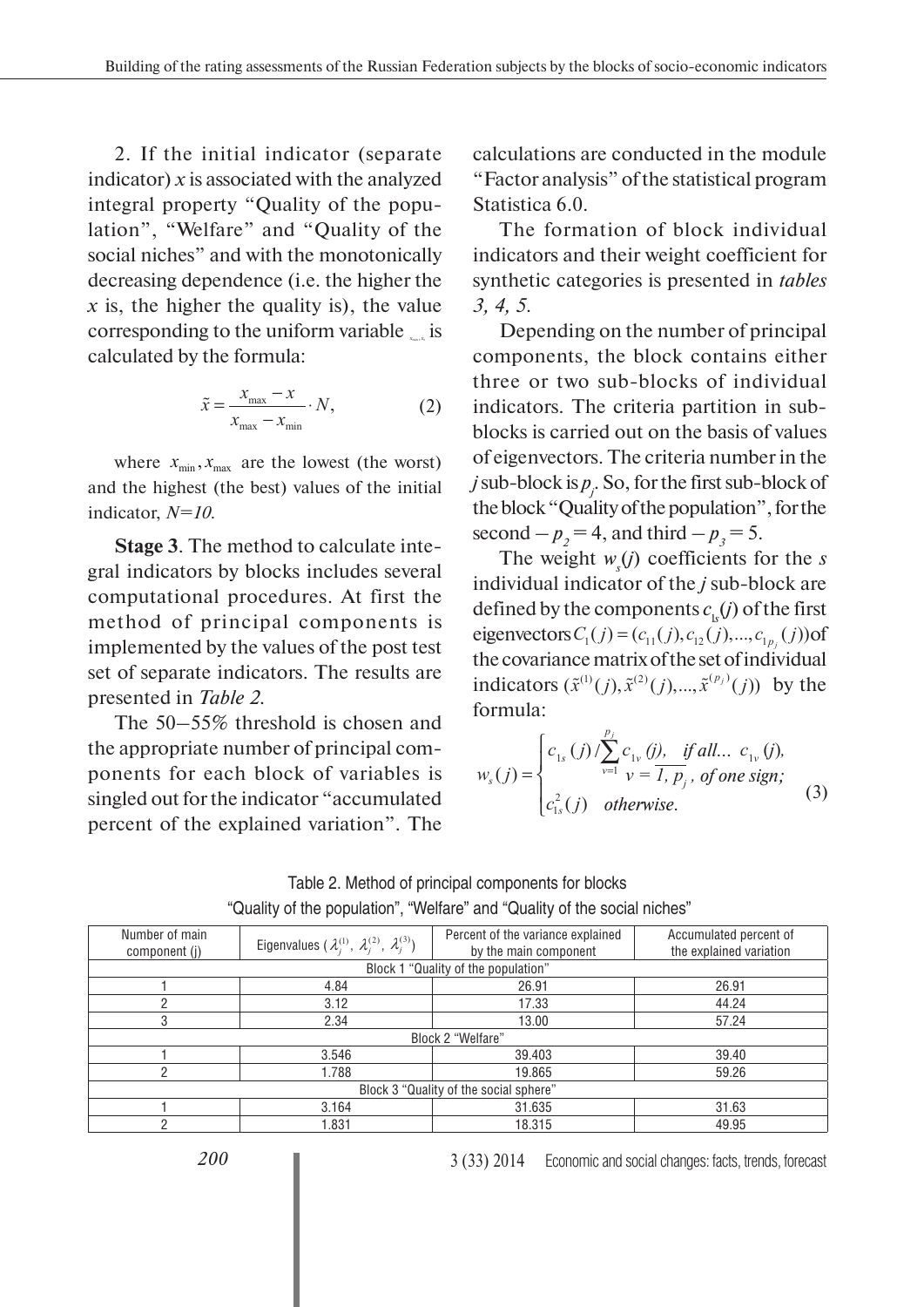2. If the initial indicator (separate indicator) $x$ is associated with the analyzed integral property "Quality of the population", "Welfare" and "Quality of the social niches" and with the monotonically decreasing dependence (i.e. the higher the $x$ is, the higher the quality is), the value corresponding to the uniform variable is calculated by the formula:

$$\tilde{x} = \frac{x_{\max} - x}{x_{\max} - x_{\min}} \cdot N, \qquad (2)$$

where $x_{\min}, x_{\max}$ are the lowest (the worst) and the highest (the best) values of the initial indicator, *N=10*.

**Stage 3**. The method to calculate integral indicators by blocks includes several computational procedures. At first the method of principal components is implemented by the values of the post test set of separate indicators. The results are presented in *Table 2*.

The 50–55% threshold is chosen and the appropriate number of principal components for each block of variables is singled out for the indicator "accumulated percent of the explained variation". The calculations are conducted in the module "Factor analysis" of the statistical program Statistica 6.0.

The formation of block individual indicators and their weight coefficient for synthetic categories is presented in *tables 3, 4, 5*.

Depending on the number of principal components, the block contains either three or two sub-blocks of individual indicators. The criteria partition in sub-blocks is carried out on the basis of values of eigenvectors. The criteria number in the $j$ sub-block is $p_j$. So, for the first sub-block of the block "Quality of the population", for the second – $p_2 = 4$, and third – $p_3 = 5$.

The weight $w_s(j)$ coefficients for the $s$ individual indicator of the $j$ sub-block are defined by the components $c_{1s}(j)$ of the first eigenvectors $C_1(j) = (c_{11}(j), c_{12}(j), ..., c_{1p_j}(j))$ of the covariance matrix of the set of individual indicators $(\tilde{x}^{(1)}(j), \tilde{x}^{(2)}(j), ..., \tilde{x}^{(p_j)}(j))$ by the formula:

$$w_s(j) = \begin{cases} c_{1s}(j) / \sum_{v=1}^{p_j} c_{1v}(j), & \text{if all... } c_{1v}(j), \ v = \overline{1, p_j}, \text{ of one sign;} \\ c_{1s}^2(j) & \text{otherwise.} \end{cases} \qquad (3)$$

Table 2. Method of principal components for blocks "Quality of the population", "Welfare" and "Quality of the social niches"

| Number of main component (j) | Eigenvalues ($\lambda_j^{(1)}, \lambda_j^{(2)}, \lambda_j^{(3)}$) | Percent of the variance explained by the main component | Accumulated percent of the explained variation |
|---|---|---|---|
| Block 1 "Quality of the population" | | | |
| 1 | 4.84 | 26.91 | 26.91 |
| 2 | 3.12 | 17.33 | 44.24 |
| 3 | 2.34 | 13.00 | 57.24 |
| Block 2 "Welfare" | | | |
| 1 | 3.546 | 39.403 | 39.40 |
| 2 | 1.788 | 19.865 | 59.26 |
| Block 3 "Quality of the social sphere" | | | |
| 1 | 3.164 | 31.635 | 31.63 |
| 2 | 1.831 | 18.315 | 49.95 |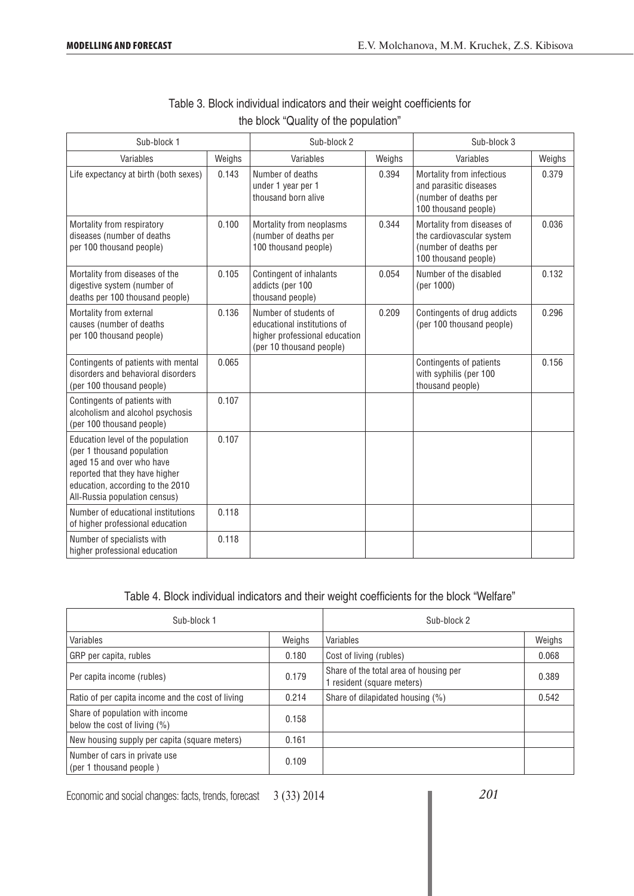Table 3. Block individual indicators and their weight coefficients for the block "Quality of the population"

| Sub-block 1 | | Sub-block 2 | | Sub-block 3 | |
|---|---|---|---|---|---|
| Variables | Weighs | Variables | Weighs | Variables | Weighs |
| Life expectancy at birth (both sexes) | 0.143 | Number of deaths under 1 year per 1 thousand born alive | 0.394 | Mortality from infectious and parasitic diseases (number of deaths per 100 thousand people) | 0.379 |
| Mortality from respiratory diseases (number of deaths per 100 thousand people) | 0.100 | Mortality from neoplasms (number of deaths per 100 thousand people) | 0.344 | Mortality from diseases of the cardiovascular system (number of deaths per 100 thousand people) | 0.036 |
| Mortality from diseases of the digestive system (number of deaths per 100 thousand people) | 0.105 | Contingent of inhalants addicts (per 100 thousand people) | 0.054 | Number of the disabled (per 1000) | 0.132 |
| Mortality from external causes (number of deaths per 100 thousand people) | 0.136 | Number of students of educational institutions of higher professional education (per 10 thousand people) | 0.209 | Contingents of drug addicts (per 100 thousand people) | 0.296 |
| Contingents of patients with mental disorders and behavioral disorders (per 100 thousand people) | 0.065 | | | Contingents of patients with syphilis (per 100 thousand people) | 0.156 |
| Contingents of patients with alcoholism and alcohol psychosis (per 100 thousand people) | 0.107 | | | | |
| Education level of the population (per 1 thousand population aged 15 and over who have reported that they have higher education, according to the 2010 All-Russia population census) | 0.107 | | | | |
| Number of educational institutions of higher professional education | 0.118 | | | | |
| Number of specialists with higher professional education | 0.118 | | | | |

Table 4. Block individual indicators and their weight coefficients for the block "Welfare"

| Sub-block 1 | | Sub-block 2 | |
|---|---|---|---|
| Variables | Weighs | Variables | Weighs |
| GRP per capita, rubles | 0.180 | Cost of living (rubles) | 0.068 |
| Per capita income (rubles) | 0.179 | Share of the total area of housing per 1 resident (square meters) | 0.389 |
| Ratio of per capita income and the cost of living | 0.214 | Share of dilapidated housing (%) | 0.542 |
| Share of population with income below the cost of living (%) | 0.158 | | |
| New housing supply per capita (square meters) | 0.161 | | |
| Number of cars in private use (per 1 thousand people ) | 0.109 | | |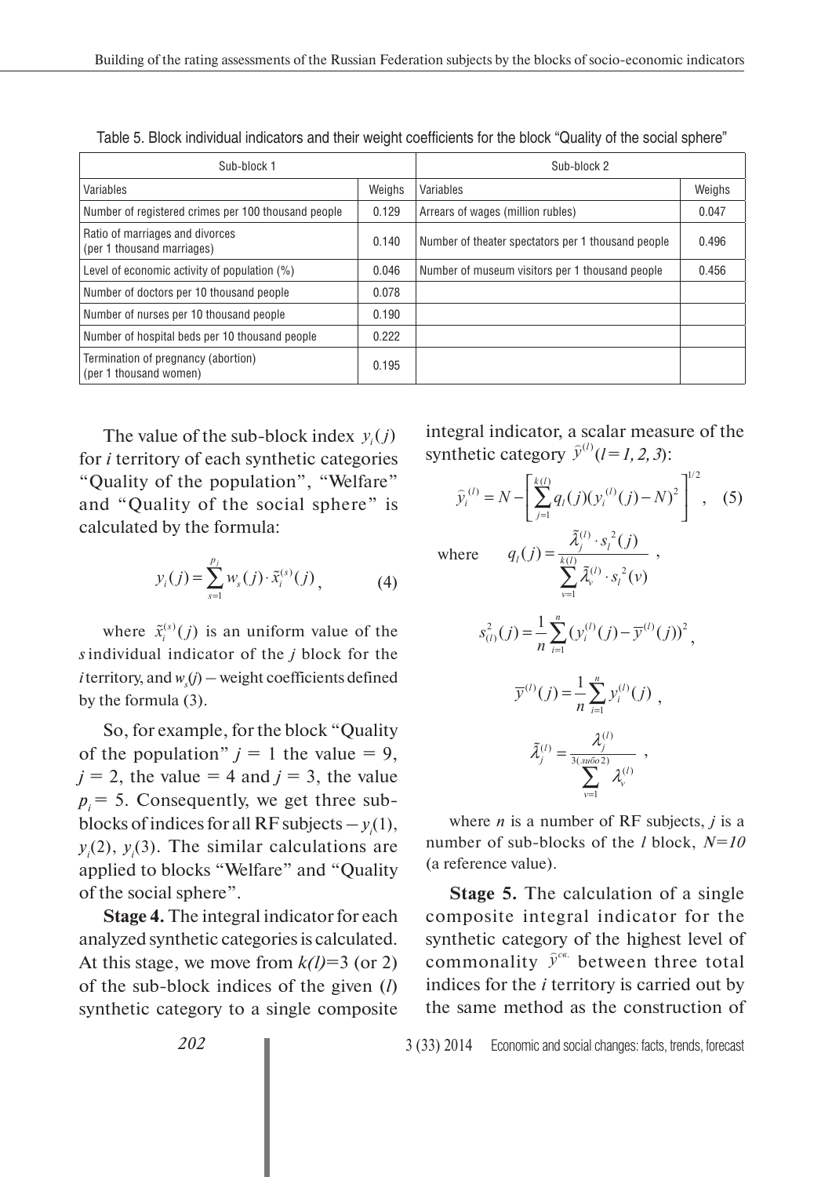Table 5. Block individual indicators and their weight coefficients for the block "Quality of the social sphere"

| Sub-block 1 | | Sub-block 2 | |
|---|---|---|---|
| Variables | Weighs | Variables | Weighs |
| Number of registered crimes per 100 thousand people | 0.129 | Arrears of wages (million rubles) | 0.047 |
| Ratio of marriages and divorces (per 1 thousand marriages) | 0.140 | Number of theater spectators per 1 thousand people | 0.496 |
| Level of economic activity of population (%) | 0.046 | Number of museum visitors per 1 thousand people | 0.456 |
| Number of doctors per 10 thousand people | 0.078 | | |
| Number of nurses per 10 thousand people | 0.190 | | |
| Number of hospital beds per 10 thousand people | 0.222 | | |
| Termination of pregnancy (abortion) (per 1 thousand women) | 0.195 | | |

The value of the sub-block index $y_i(j)$ for $i$ territory of each synthetic categories "Quality of the population", "Welfare" and "Quality of the social sphere" is calculated by the formula:

$$y_i(j) = \sum_{s=1}^{p_j} w_s(j) \cdot \tilde{x}_i^{(s)}(j), \qquad (4)$$

where $\tilde{x}_i^{(s)}(j)$ is an uniform value of the $s$ individual indicator of the $j$ block for the $i$ territory, and $w_s(j)$ – weight coefficients defined by the formula (3).

So, for example, for the block "Quality of the population" $j = 1$ the value $= 9$, $j = 2$, the value $= 4$ and $j = 3$, the value $p_i = 5$. Consequently, we get three sub-blocks of indices for all RF subjects – $y_i(1)$, $y_i(2)$, $y_i(3)$. The similar calculations are applied to blocks "Welfare" and "Quality of the social sphere".

**Stage 4.** The integral indicator for each analyzed synthetic categories is calculated. At this stage, we move from $k(l)=3$ (or 2) of the sub-block indices of the given ($l$) synthetic category to a single composite integral indicator, a scalar measure of the synthetic category $\hat{y}^{(l)}(l=1, 2, 3)$:

$$\hat{y}_i^{(l)} = N - \left[ \sum_{j=1}^{k(l)} q_l(j)(y_i^{(l)}(j) - N)^2 \right]^{1/2}, \quad (5)$$

where $$q_l(j) = \frac{\tilde{\lambda}_j^{(l)} \cdot s_l^{\,2}(j)}{\sum_{v=1}^{k(l)} \tilde{\lambda}_v^{(l)} \cdot s_l^{\,2}(v)},$$

$$s_{(l)}^2(j) = \frac{1}{n} \sum_{i=1}^{n} (y_i^{(l)}(j) - \overline{y}^{(l)}(j))^2,$$

$$\overline{y}^{(l)}(j) = \frac{1}{n} \sum_{i=1}^{n} y_i^{(l)}(j),$$

$$\tilde{\lambda}_j^{(l)} = \frac{\lambda_j^{(l)}}{\sum_{v=1}^{3(\text{либо}\,2)} \lambda_v^{(l)}},$$

where $n$ is a number of RF subjects, $j$ is a number of sub-blocks of the $l$ block, $N=10$ (a reference value).

**Stage 5.** The calculation of a single composite integral indicator for the synthetic category of the highest level of commonality $\hat{y}^{св.}$ between three total indices for the $i$ territory is carried out by the same method as the construction of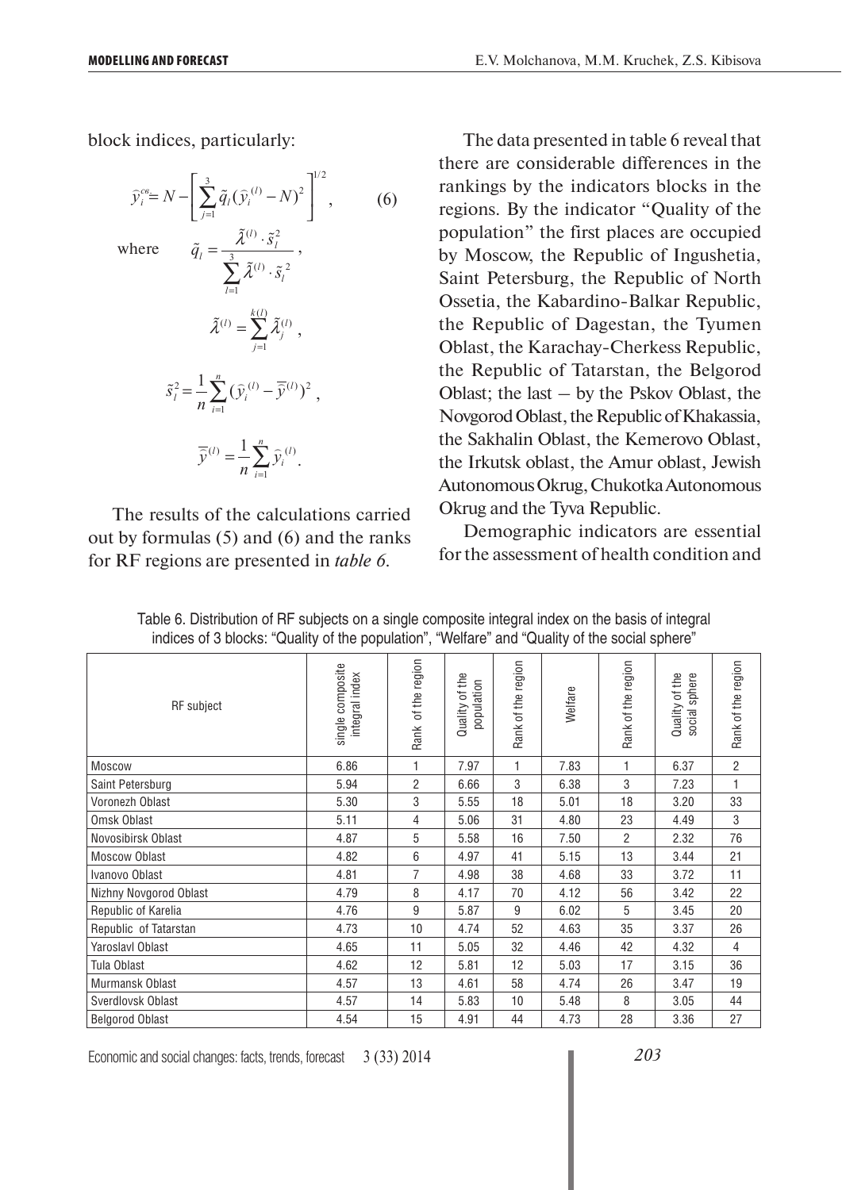block indices, particularly:

$$\hat{y}_i^{cв} = N - \left[ \sum_{j=1}^{3} \tilde{q}_l (\hat{y}_i^{(l)} - N)^2 \right]^{1/2}, \qquad (6)$$

where $$\tilde{q}_l = \frac{\tilde{\lambda}^{(l)} \cdot \tilde{s}_l^2}{\sum_{l=1}^{3} \tilde{\lambda}^{(l)} \cdot \tilde{s}_l^{\,2}},$$

$$\tilde{\lambda}^{(l)} = \sum_{j=1}^{k(l)} \tilde{\lambda}_j^{(l)},$$

$$\tilde{s}_l^2 = \frac{1}{n} \sum_{i=1}^{n} (\hat{y}_i^{(l)} - \bar{\bar{y}}^{(l)})^2,$$

$$\bar{\bar{y}}^{(l)} = \frac{1}{n} \sum_{i=1}^{n} \hat{y}_i^{(l)}.$$

The results of the calculations carried out by formulas (5) and (6) and the ranks for RF regions are presented in *table 6*.

The data presented in table 6 reveal that there are considerable differences in the rankings by the indicators blocks in the regions. By the indicator "Quality of the population" the first places are occupied by Moscow, the Republic of Ingushetia, Saint Petersburg, the Republic of North Ossetia, the Kabardino-Balkar Republic, the Republic of Dagestan, the Tyumen Oblast, the Karachay-Cherkess Republic, the Republic of Tatarstan, the Belgorod Oblast; the last – by the Pskov Oblast, the Novgorod Oblast, the Republic of Khakassia, the Sakhalin Oblast, the Kemerovo Oblast, the Irkutsk oblast, the Amur oblast, Jewish Autonomous Okrug, Chukotka Autonomous Okrug and the Tyva Republic.

Demographic indicators are essential for the assessment of health condition and

Table 6. Distribution of RF subjects on a single composite integral index on the basis of integral indices of 3 blocks: "Quality of the population", "Welfare" and "Quality of the social sphere"

| RF subject | single composite integral index | Rank of the region | Quality of the population | Rank of the region | Welfare | Rank of the region | Quality of the social sphere | Rank of the region |
|---|---|---|---|---|---|---|---|---|
| Moscow | 6.86 | 1 | 7.97 | 1 | 7.83 | 1 | 6.37 | 2 |
| Saint Petersburg | 5.94 | 2 | 6.66 | 3 | 6.38 | 3 | 7.23 | 1 |
| Voronezh Oblast | 5.30 | 3 | 5.55 | 18 | 5.01 | 18 | 3.20 | 33 |
| Omsk Oblast | 5.11 | 4 | 5.06 | 31 | 4.80 | 23 | 4.49 | 3 |
| Novosibirsk Oblast | 4.87 | 5 | 5.58 | 16 | 7.50 | 2 | 2.32 | 76 |
| Moscow Oblast | 4.82 | 6 | 4.97 | 41 | 5.15 | 13 | 3.44 | 21 |
| Ivanovo Oblast | 4.81 | 7 | 4.98 | 38 | 4.68 | 33 | 3.72 | 11 |
| Nizhny Novgorod Oblast | 4.79 | 8 | 4.17 | 70 | 4.12 | 56 | 3.42 | 22 |
| Republic of Karelia | 4.76 | 9 | 5.87 | 9 | 6.02 | 5 | 3.45 | 20 |
| Republic of Tatarstan | 4.73 | 10 | 4.74 | 52 | 4.63 | 35 | 3.37 | 26 |
| Yaroslavl Oblast | 4.65 | 11 | 5.05 | 32 | 4.46 | 42 | 4.32 | 4 |
| Tula Oblast | 4.62 | 12 | 5.81 | 12 | 5.03 | 17 | 3.15 | 36 |
| Murmansk Oblast | 4.57 | 13 | 4.61 | 58 | 4.74 | 26 | 3.47 | 19 |
| Sverdlovsk Oblast | 4.57 | 14 | 5.83 | 10 | 5.48 | 8 | 3.05 | 44 |
| Belgorod Oblast | 4.54 | 15 | 4.91 | 44 | 4.73 | 28 | 3.36 | 27 |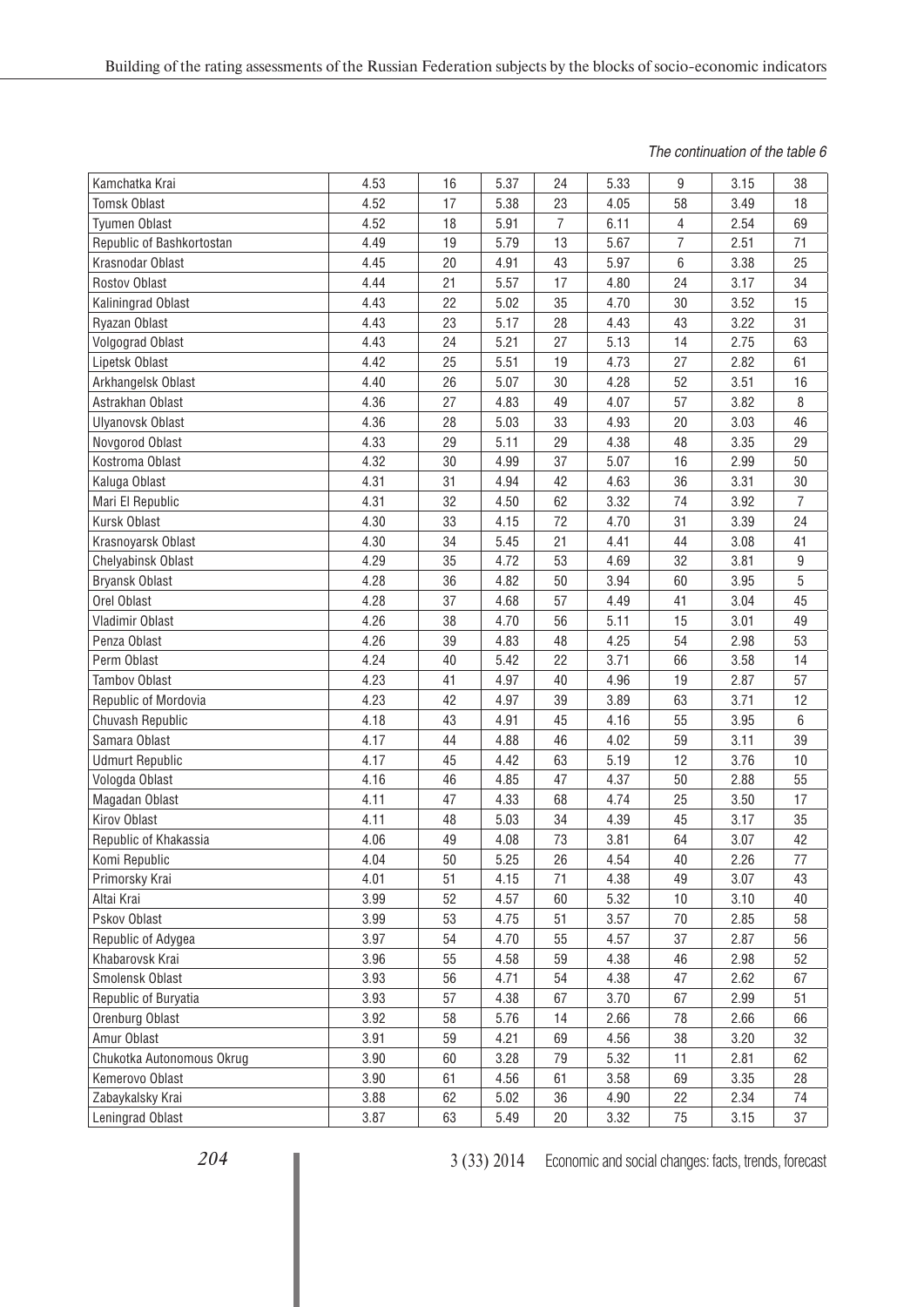*The continuation of the table 6*

| | | | | | | | | |
|---|---|---|---|---|---|---|---|---|
| Kamchatka Krai | 4.53 | 16 | 5.37 | 24 | 5.33 | 9 | 3.15 | 38 |
| Tomsk Oblast | 4.52 | 17 | 5.38 | 23 | 4.05 | 58 | 3.49 | 18 |
| Tyumen Oblast | 4.52 | 18 | 5.91 | 7 | 6.11 | 4 | 2.54 | 69 |
| Republic of Bashkortostan | 4.49 | 19 | 5.79 | 13 | 5.67 | 7 | 2.51 | 71 |
| Krasnodar Oblast | 4.45 | 20 | 4.91 | 43 | 5.97 | 6 | 3.38 | 25 |
| Rostov Oblast | 4.44 | 21 | 5.57 | 17 | 4.80 | 24 | 3.17 | 34 |
| Kaliningrad Oblast | 4.43 | 22 | 5.02 | 35 | 4.70 | 30 | 3.52 | 15 |
| Ryazan Oblast | 4.43 | 23 | 5.17 | 28 | 4.43 | 43 | 3.22 | 31 |
| Volgograd Oblast | 4.43 | 24 | 5.21 | 27 | 5.13 | 14 | 2.75 | 63 |
| Lipetsk Oblast | 4.42 | 25 | 5.51 | 19 | 4.73 | 27 | 2.82 | 61 |
| Arkhangelsk Oblast | 4.40 | 26 | 5.07 | 30 | 4.28 | 52 | 3.51 | 16 |
| Astrakhan Oblast | 4.36 | 27 | 4.83 | 49 | 4.07 | 57 | 3.82 | 8 |
| Ulyanovsk Oblast | 4.36 | 28 | 5.03 | 33 | 4.93 | 20 | 3.03 | 46 |
| Novgorod Oblast | 4.33 | 29 | 5.11 | 29 | 4.38 | 48 | 3.35 | 29 |
| Kostroma Oblast | 4.32 | 30 | 4.99 | 37 | 5.07 | 16 | 2.99 | 50 |
| Kaluga Oblast | 4.31 | 31 | 4.94 | 42 | 4.63 | 36 | 3.31 | 30 |
| Mari El Republic | 4.31 | 32 | 4.50 | 62 | 3.32 | 74 | 3.92 | 7 |
| Kursk Oblast | 4.30 | 33 | 4.15 | 72 | 4.70 | 31 | 3.39 | 24 |
| Krasnoyarsk Oblast | 4.30 | 34 | 5.45 | 21 | 4.41 | 44 | 3.08 | 41 |
| Chelyabinsk Oblast | 4.29 | 35 | 4.72 | 53 | 4.69 | 32 | 3.81 | 9 |
| Bryansk Oblast | 4.28 | 36 | 4.82 | 50 | 3.94 | 60 | 3.95 | 5 |
| Orel Oblast | 4.28 | 37 | 4.68 | 57 | 4.49 | 41 | 3.04 | 45 |
| Vladimir Oblast | 4.26 | 38 | 4.70 | 56 | 5.11 | 15 | 3.01 | 49 |
| Penza Oblast | 4.26 | 39 | 4.83 | 48 | 4.25 | 54 | 2.98 | 53 |
| Perm Oblast | 4.24 | 40 | 5.42 | 22 | 3.71 | 66 | 3.58 | 14 |
| Tambov Oblast | 4.23 | 41 | 4.97 | 40 | 4.96 | 19 | 2.87 | 57 |
| Republic of Mordovia | 4.23 | 42 | 4.97 | 39 | 3.89 | 63 | 3.71 | 12 |
| Chuvash Republic | 4.18 | 43 | 4.91 | 45 | 4.16 | 55 | 3.95 | 6 |
| Samara Oblast | 4.17 | 44 | 4.88 | 46 | 4.02 | 59 | 3.11 | 39 |
| Udmurt Republic | 4.17 | 45 | 4.42 | 63 | 5.19 | 12 | 3.76 | 10 |
| Vologda Oblast | 4.16 | 46 | 4.85 | 47 | 4.37 | 50 | 2.88 | 55 |
| Magadan Oblast | 4.11 | 47 | 4.33 | 68 | 4.74 | 25 | 3.50 | 17 |
| Kirov Oblast | 4.11 | 48 | 5.03 | 34 | 4.39 | 45 | 3.17 | 35 |
| Republic of Khakassia | 4.06 | 49 | 4.08 | 73 | 3.81 | 64 | 3.07 | 42 |
| Komi Republic | 4.04 | 50 | 5.25 | 26 | 4.54 | 40 | 2.26 | 77 |
| Primorsky Krai | 4.01 | 51 | 4.15 | 71 | 4.38 | 49 | 3.07 | 43 |
| Altai Krai | 3.99 | 52 | 4.57 | 60 | 5.32 | 10 | 3.10 | 40 |
| Pskov Oblast | 3.99 | 53 | 4.75 | 51 | 3.57 | 70 | 2.85 | 58 |
| Republic of Adygea | 3.97 | 54 | 4.70 | 55 | 4.57 | 37 | 2.87 | 56 |
| Khabarovsk Krai | 3.96 | 55 | 4.58 | 59 | 4.38 | 46 | 2.98 | 52 |
| Smolensk Oblast | 3.93 | 56 | 4.71 | 54 | 4.38 | 47 | 2.62 | 67 |
| Republic of Buryatia | 3.93 | 57 | 4.38 | 67 | 3.70 | 67 | 2.99 | 51 |
| Orenburg Oblast | 3.92 | 58 | 5.76 | 14 | 2.66 | 78 | 2.66 | 66 |
| Amur Oblast | 3.91 | 59 | 4.21 | 69 | 4.56 | 38 | 3.20 | 32 |
| Chukotka Autonomous Okrug | 3.90 | 60 | 3.28 | 79 | 5.32 | 11 | 2.81 | 62 |
| Kemerovo Oblast | 3.90 | 61 | 4.56 | 61 | 3.58 | 69 | 3.35 | 28 |
| Zabaykalsky Krai | 3.88 | 62 | 5.02 | 36 | 4.90 | 22 | 2.34 | 74 |
| Leningrad Oblast | 3.87 | 63 | 5.49 | 20 | 3.32 | 75 | 3.15 | 37 |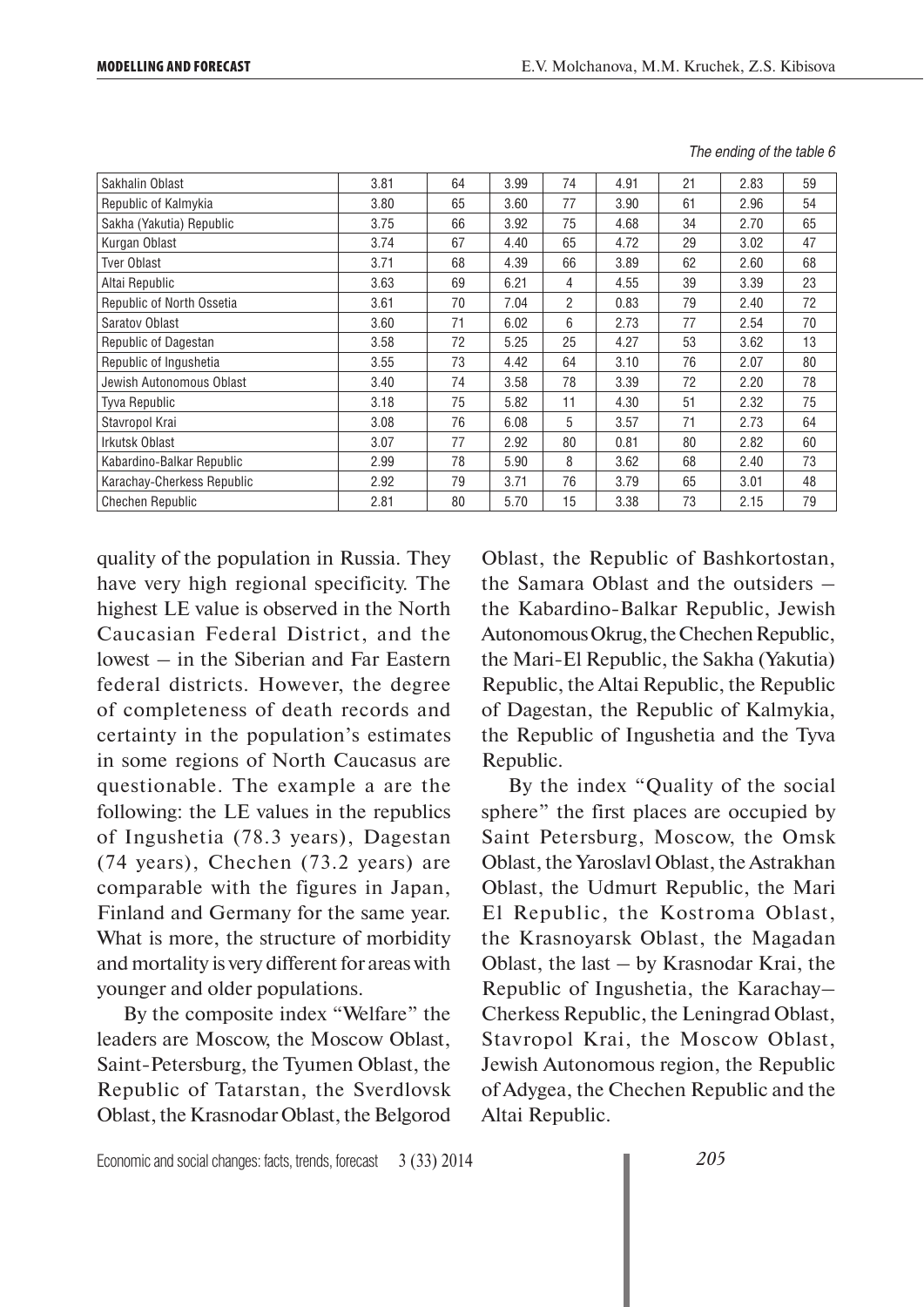*The ending of the table 6*

| Sakhalin Oblast | 3.81 | 64 | 3.99 | 74 | 4.91 | 21 | 2.83 | 59 |
|---|---|---|---|---|---|---|---|---|
| Republic of Kalmykia | 3.80 | 65 | 3.60 | 77 | 3.90 | 61 | 2.96 | 54 |
| Sakha (Yakutia) Republic | 3.75 | 66 | 3.92 | 75 | 4.68 | 34 | 2.70 | 65 |
| Kurgan Oblast | 3.74 | 67 | 4.40 | 65 | 4.72 | 29 | 3.02 | 47 |
| Tver Oblast | 3.71 | 68 | 4.39 | 66 | 3.89 | 62 | 2.60 | 68 |
| Altai Republic | 3.63 | 69 | 6.21 | 4 | 4.55 | 39 | 3.39 | 23 |
| Republic of North Ossetia | 3.61 | 70 | 7.04 | 2 | 0.83 | 79 | 2.40 | 72 |
| Saratov Oblast | 3.60 | 71 | 6.02 | 6 | 2.73 | 77 | 2.54 | 70 |
| Republic of Dagestan | 3.58 | 72 | 5.25 | 25 | 4.27 | 53 | 3.62 | 13 |
| Republic of Ingushetia | 3.55 | 73 | 4.42 | 64 | 3.10 | 76 | 2.07 | 80 |
| Jewish Autonomous Oblast | 3.40 | 74 | 3.58 | 78 | 3.39 | 72 | 2.20 | 78 |
| Tyva Republic | 3.18 | 75 | 5.82 | 11 | 4.30 | 51 | 2.32 | 75 |
| Stavropol Krai | 3.08 | 76 | 6.08 | 5 | 3.57 | 71 | 2.73 | 64 |
| Irkutsk Oblast | 3.07 | 77 | 2.92 | 80 | 0.81 | 80 | 2.82 | 60 |
| Kabardino-Balkar Republic | 2.99 | 78 | 5.90 | 8 | 3.62 | 68 | 2.40 | 73 |
| Karachay-Cherkess Republic | 2.92 | 79 | 3.71 | 76 | 3.79 | 65 | 3.01 | 48 |
| Chechen Republic | 2.81 | 80 | 5.70 | 15 | 3.38 | 73 | 2.15 | 79 |

quality of the population in Russia. They have very high regional specificity. The highest LE value is observed in the North Caucasian Federal District, and the lowest – in the Siberian and Far Eastern federal districts. However, the degree of completeness of death records and certainty in the population's estimates in some regions of North Caucasus are questionable. The example a are the following: the LE values in the republics of Ingushetia (78.3 years), Dagestan (74 years), Chechen (73.2 years) are comparable with the figures in Japan, Finland and Germany for the same year. What is more, the structure of morbidity and mortality is very different for areas with younger and older populations.

By the composite index "Welfare" the leaders are Moscow, the Moscow Oblast, Saint-Petersburg, the Tyumen Oblast, the Republic of Tatarstan, the Sverdlovsk Oblast, the Krasnodar Oblast, the Belgorod Oblast, the Republic of Bashkortostan, the Samara Oblast and the outsiders – the Kabardino-Balkar Republic, Jewish Autonomous Okrug, the Chechen Republic, the Mari-El Republic, the Sakha (Yakutia) Republic, the Altai Republic, the Republic of Dagestan, the Republic of Kalmykia, the Republic of Ingushetia and the Tyva Republic.

By the index "Quality of the social sphere" the first places are occupied by Saint Petersburg, Moscow, the Omsk Oblast, the Yaroslavl Oblast, the Astrakhan Oblast, the Udmurt Republic, the Mari El Republic, the Kostroma Oblast, the Krasnoyarsk Oblast, the Magadan Oblast, the last – by Krasnodar Krai, the Republic of Ingushetia, the Karachay–Cherkess Republic, the Leningrad Oblast, Stavropol Krai, the Moscow Oblast, Jewish Autonomous region, the Republic of Adygea, the Chechen Republic and the Altai Republic.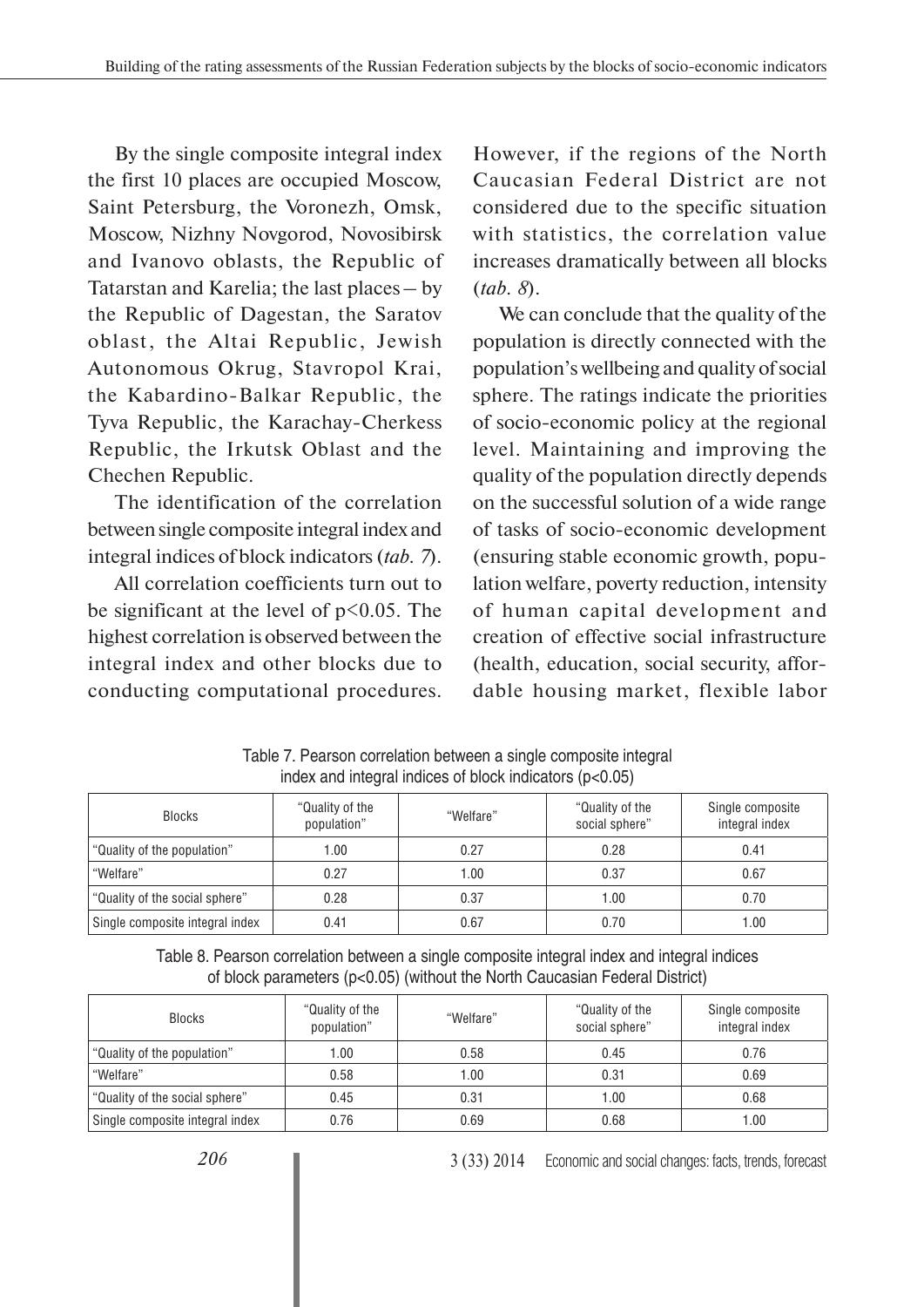By the single composite integral index the first 10 places are occupied Moscow, Saint Petersburg, the Voronezh, Omsk, Moscow, Nizhny Novgorod, Novosibirsk and Ivanovo oblasts, the Republic of Tatarstan and Karelia; the last places – by the Republic of Dagestan, the Saratov oblast, the Altai Republic, Jewish Autonomous Okrug, Stavropol Krai, the Kabardino-Balkar Republic, the Tyva Republic, the Karachay-Cherkess Republic, the Irkutsk Oblast and the Chechen Republic.

The identification of the correlation between single composite integral index and integral indices of block indicators (*tab. 7*).

All correlation coefficients turn out to be significant at the level of $p<0.05$. The highest correlation is observed between the integral index and other blocks due to conducting computational procedures. However, if the regions of the North Caucasian Federal District are not considered due to the specific situation with statistics, the correlation value increases dramatically between all blocks (*tab. 8*).

We can conclude that the quality of the population is directly connected with the population's wellbeing and quality of social sphere. The ratings indicate the priorities of socio-economic policy at the regional level. Maintaining and improving the quality of the population directly depends on the successful solution of a wide range of tasks of socio-economic development (ensuring stable economic growth, population welfare, poverty reduction, intensity of human capital development and creation of effective social infrastructure (health, education, social security, affordable housing market, flexible labor

Table 7. Pearson correlation between a single composite integral index and integral indices of block indicators ($p<0.05$)

| Blocks | "Quality of the population" | "Welfare" | "Quality of the social sphere" | Single composite integral index |
|---|---|---|---|---|
| "Quality of the population" | 1.00 | 0.27 | 0.28 | 0.41 |
| "Welfare" | 0.27 | 1.00 | 0.37 | 0.67 |
| "Quality of the social sphere" | 0.28 | 0.37 | 1.00 | 0.70 |
| Single composite integral index | 0.41 | 0.67 | 0.70 | 1.00 |

Table 8. Pearson correlation between a single composite integral index and integral indices of block parameters ($p<0.05$) (without the North Caucasian Federal District)

| Blocks | "Quality of the population" | "Welfare" | "Quality of the social sphere" | Single composite integral index |
|---|---|---|---|---|
| "Quality of the population" | 1.00 | 0.58 | 0.45 | 0.76 |
| "Welfare" | 0.58 | 1.00 | 0.31 | 0.69 |
| "Quality of the social sphere" | 0.45 | 0.31 | 1.00 | 0.68 |
| Single composite integral index | 0.76 | 0.69 | 0.68 | 1.00 |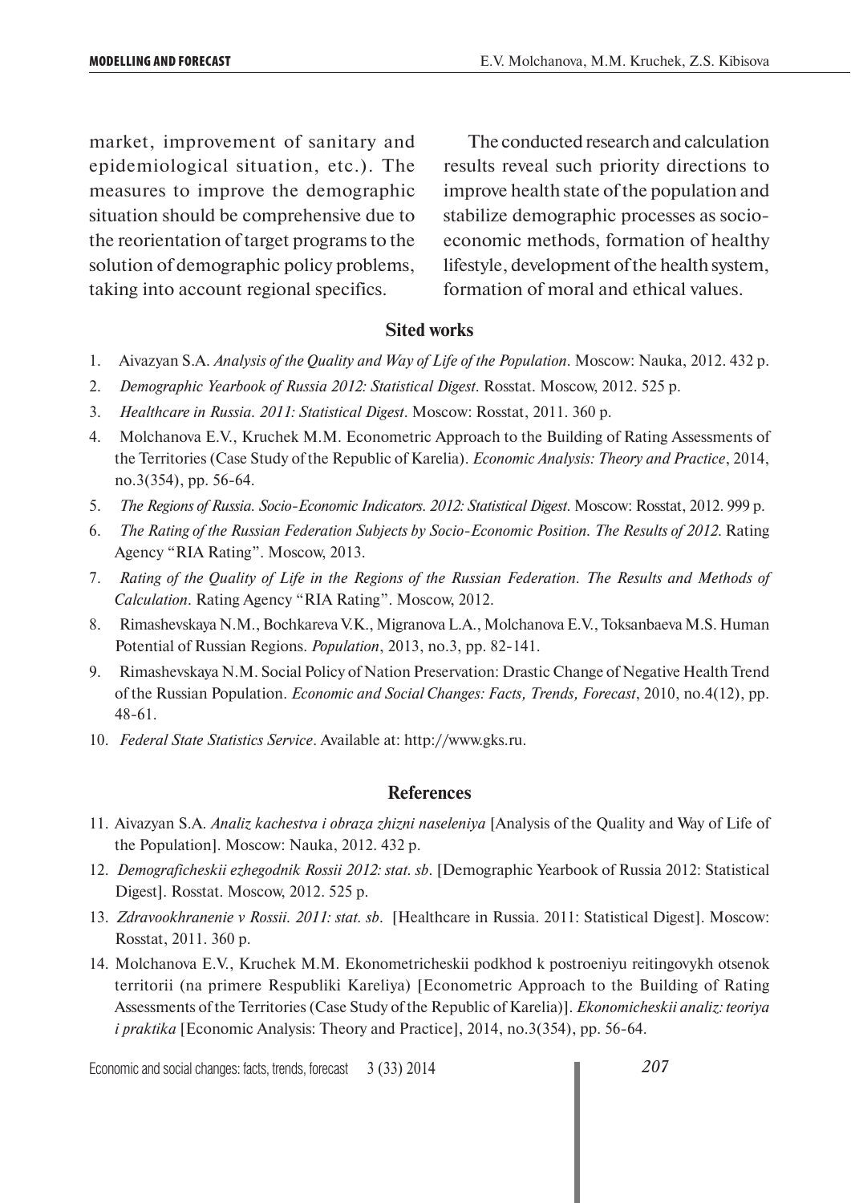market, improvement of sanitary and epidemiological situation, etc.). The measures to improve the demographic situation should be comprehensive due to the reorientation of target programs to the solution of demographic policy problems, taking into account regional specifics.

The conducted research and calculation results reveal such priority directions to improve health state of the population and stabilize demographic processes as socio-economic methods, formation of healthy lifestyle, development of the health system, formation of moral and ethical values.

## Sited works

1. Aivazyan S.A. *Analysis of the Quality and Way of Life of the Population*. Moscow: Nauka, 2012. 432 p.
2. *Demographic Yearbook of Russia 2012: Statistical Digest*. Rosstat. Moscow, 2012. 525 p.
3. *Healthcare in Russia. 2011: Statistical Digest*. Moscow: Rosstat, 2011. 360 p.
4. Molchanova E.V., Kruchek M.M. Econometric Approach to the Building of Rating Assessments of the Territories (Case Study of the Republic of Karelia). *Economic Analysis: Theory and Practice*, 2014, no.3(354), pp. 56-64.
5. *The Regions of Russia. Socio-Economic Indicators. 2012: Statistical Digest*. Moscow: Rosstat, 2012. 999 p.
6. *The Rating of the Russian Federation Subjects by Socio-Economic Position. The Results of 2012*. Rating Agency "RIA Rating". Moscow, 2013.
7. *Rating of the Quality of Life in the Regions of the Russian Federation. The Results and Methods of Calculation*. Rating Agency "RIA Rating". Moscow, 2012.
8. Rimashevskaya N.M., Bochkareva V.K., Migranova L.A., Molchanova E.V., Toksanbaeva M.S. Human Potential of Russian Regions. *Population*, 2013, no.3, pp. 82-141.
9. Rimashevskaya N.M. Social Policy of Nation Preservation: Drastic Change of Negative Health Trend of the Russian Population. *Economic and Social Changes: Facts, Trends, Forecast*, 2010, no.4(12), pp. 48-61.
10. *Federal State Statistics Service*. Available at: http://www.gks.ru.

## References

11. Aivazyan S.A. *Analiz kachestva i obraza zhizni naseleniya* [Analysis of the Quality and Way of Life of the Population]. Moscow: Nauka, 2012. 432 p.
12. *Demograficheskii ezhegodnik Rossii 2012: stat. sb*. [Demographic Yearbook of Russia 2012: Statistical Digest]. Rosstat. Moscow, 2012. 525 p.
13. *Zdravookhranenie v Rossii. 2011: stat. sb*. [Healthcare in Russia. 2011: Statistical Digest]. Moscow: Rosstat, 2011. 360 p.
14. Molchanova E.V., Kruchek M.M. Ekonometricheskii podkhod k postroeniyu reitingovykh otsenok territorii (na primere Respubliki Kareliya) [Econometric Approach to the Building of Rating Assessments of the Territories (Case Study of the Republic of Karelia)]. *Ekonomicheskii analiz: teoriya i praktika* [Economic Analysis: Theory and Practice], 2014, no.3(354), pp. 56-64.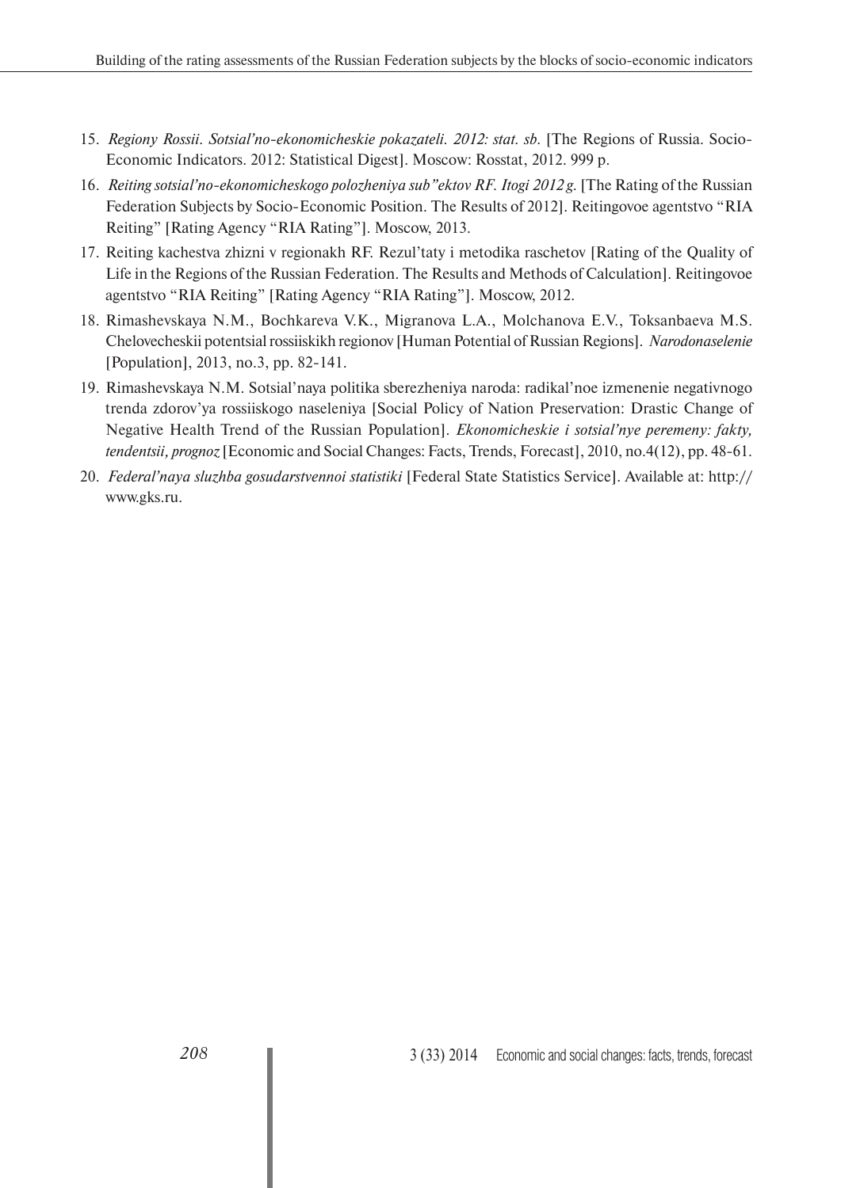15. *Regiony Rossii. Sotsial'no-ekonomicheskie pokazateli. 2012: stat. sb.* [The Regions of Russia. Socio-Economic Indicators. 2012: Statistical Digest]. Moscow: Rosstat, 2012. 999 p.
16. *Reiting sotsial'no-ekonomicheskogo polozheniya sub"ektov RF. Itogi 2012 g.* [The Rating of the Russian Federation Subjects by Socio-Economic Position. The Results of 2012]. Reitingovoe agentstvo "RIA Reiting" [Rating Agency "RIA Rating"]. Moscow, 2013.
17. Reiting kachestva zhizni v regionakh RF. Rezul'taty i metodika raschetov [Rating of the Quality of Life in the Regions of the Russian Federation. The Results and Methods of Calculation]. Reitingovoe agentstvo "RIA Reiting" [Rating Agency "RIA Rating"]. Moscow, 2012.
18. Rimashevskaya N.M., Bochkareva V.K., Migranova L.A., Molchanova E.V., Toksanbaeva M.S. Chelovecheskii potentsial rossiiskikh regionov [Human Potential of Russian Regions]. *Narodonaselenie* [Population], 2013, no.3, pp. 82-141.
19. Rimashevskaya N.M. Sotsial'naya politika sberezheniya naroda: radikal'noe izmenenie negativnogo trenda zdorov'ya rossiiskogo naseleniya [Social Policy of Nation Preservation: Drastic Change of Negative Health Trend of the Russian Population]. *Ekonomicheskie i sotsial'nye peremeny: fakty, tendentsii, prognoz* [Economic and Social Changes: Facts, Trends, Forecast], 2010, no.4(12), pp. 48-61.
20. *Federal'naya sluzhba gosudarstvennoi statistiki* [Federal State Statistics Service]. Available at: http://www.gks.ru.